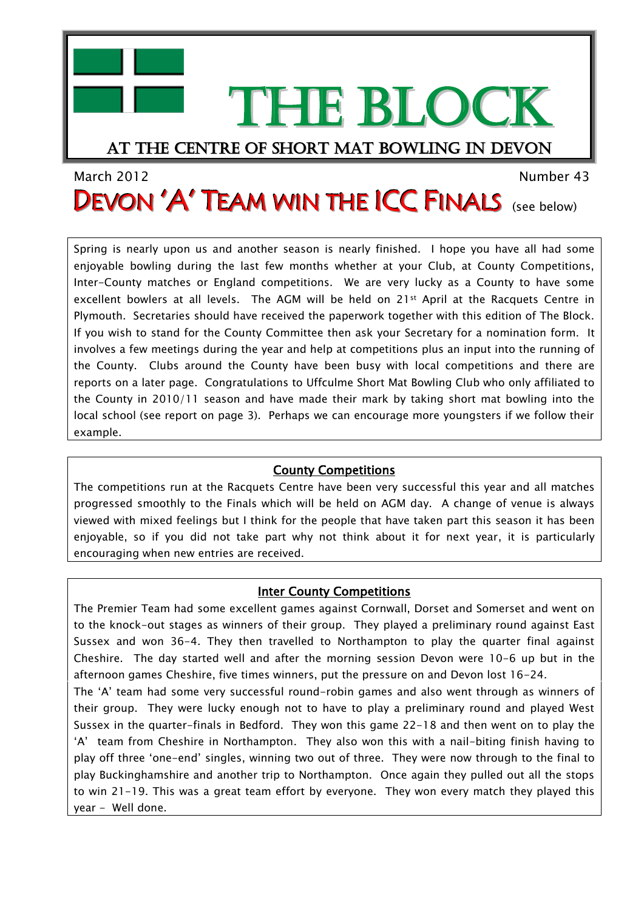# THE BLOCK

## AT THE CENTRE OF SHORT MAT BOWLING IN DEVON

March 2012 Number 43

# DEVON 'A' TEAM WIN THE ICC FINALS (see below)

Spring is nearly upon us and another season is nearly finished. I hope you have all had some enjoyable bowling during the last few months whether at your Club, at County Competitions, Inter-County matches or England competitions. We are very lucky as a County to have some excellent bowlers at all levels. The AGM will be held on 21st April at the Racquets Centre in Plymouth. Secretaries should have received the paperwork together with this edition of The Block. If you wish to stand for the County Committee then ask your Secretary for a nomination form. It involves a few meetings during the year and help at competitions plus an input into the running of the County. Clubs around the County have been busy with local competitions and there are reports on a later page. Congratulations to Uffculme Short Mat Bowling Club who only affiliated to the County in 2010/11 season and have made their mark by taking short mat bowling into the local school (see report on page 3). Perhaps we can encourage more youngsters if we follow their example.

## County Competitions

The competitions run at the Racquets Centre have been very successful this year and all matches progressed smoothly to the Finals which will be held on AGM day. A change of venue is always viewed with mixed feelings but I think for the people that have taken part this season it has been enjoyable, so if you did not take part why not think about it for next year, it is particularly encouraging when new entries are received.

## Inter County Competitions

The Premier Team had some excellent games against Cornwall, Dorset and Somerset and went on to the knock-out stages as winners of their group. They played a preliminary round against East Sussex and won 36-4. They then travelled to Northampton to play the quarter final against Cheshire. The day started well and after the morning session Devon were 10-6 up but in the afternoon games Cheshire, five times winners, put the pressure on and Devon lost 16-24.

The 'A' team had some very successful round-robin games and also went through as winners of their group. They were lucky enough not to have to play a preliminary round and played West Sussex in the quarter-finals in Bedford. They won this game 22-18 and then went on to play the 'A' team from Cheshire in Northampton. They also won this with a nail-biting finish having to play off three 'one-end' singles, winning two out of three. They were now through to the final to play Buckinghamshire and another trip to Northampton. Once again they pulled out all the stops to win 21-19. This was a great team effort by everyone. They won every match they played this year - Well done.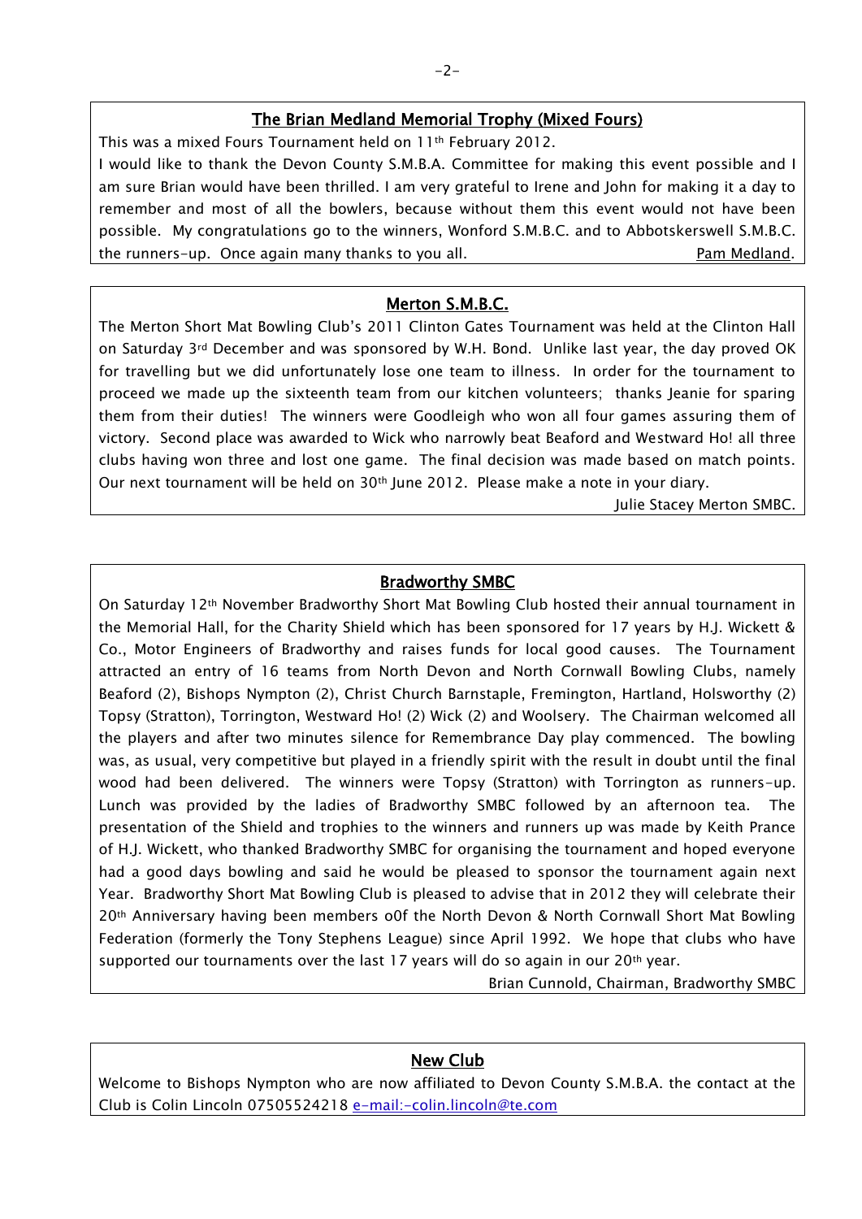## The Brian Medland Memorial Trophy (Mixed Fours)

This was a mixed Fours Tournament held on 11th February 2012.

I would like to thank the Devon County S.M.B.A. Committee for making this event possible and I am sure Brian would have been thrilled. I am very grateful to Irene and John for making it a day to remember and most of all the bowlers, because without them this event would not have been possible. My congratulations go to the winners, Wonford S.M.B.C. and to Abbotskerswell S.M.B.C. the runners-up. Once again many thanks to you all. Pam Medland.

## Merton S.M.B.C.

The Merton Short Mat Bowling Club's 2011 Clinton Gates Tournament was held at the Clinton Hall on Saturday 3rd December and was sponsored by W.H. Bond. Unlike last year, the day proved OK for travelling but we did unfortunately lose one team to illness. In order for the tournament to proceed we made up the sixteenth team from our kitchen volunteers; thanks Jeanie for sparing them from their duties! The winners were Goodleigh who won all four games assuring them of victory. Second place was awarded to Wick who narrowly beat Beaford and Westward Ho! all three clubs having won three and lost one game. The final decision was made based on match points. Our next tournament will be held on 30th June 2012. Please make a note in your diary.

Julie Stacey Merton SMBC.

## Bradworthy SMBC

On Saturday 12th November Bradworthy Short Mat Bowling Club hosted their annual tournament in the Memorial Hall, for the Charity Shield which has been sponsored for 17 years by H.J. Wickett & Co., Motor Engineers of Bradworthy and raises funds for local good causes. The Tournament attracted an entry of 16 teams from North Devon and North Cornwall Bowling Clubs, namely Beaford (2), Bishops Nympton (2), Christ Church Barnstaple, Fremington, Hartland, Holsworthy (2) Topsy (Stratton), Torrington, Westward Ho! (2) Wick (2) and Woolsery. The Chairman welcomed all the players and after two minutes silence for Remembrance Day play commenced. The bowling was, as usual, very competitive but played in a friendly spirit with the result in doubt until the final wood had been delivered. The winners were Topsy (Stratton) with Torrington as runners-up. Lunch was provided by the ladies of Bradworthy SMBC followed by an afternoon tea. The presentation of the Shield and trophies to the winners and runners up was made by Keith Prance of H.J. Wickett, who thanked Bradworthy SMBC for organising the tournament and hoped everyone had a good days bowling and said he would be pleased to sponsor the tournament again next Year. Bradworthy Short Mat Bowling Club is pleased to advise that in 2012 they will celebrate their 20th Anniversary having been members o0f the North Devon & North Cornwall Short Mat Bowling Federation (formerly the Tony Stephens League) since April 1992. We hope that clubs who have supported our tournaments over the last 17 years will do so again in our 20th year.

Brian Cunnold, Chairman, Bradworthy SMBC

## New Club

Welcome to Bishops Nympton who are now affiliated to Devon County S.M.B.A. the contact at the Club is Colin Lincoln 07505524218 e-mail:-colin.lincoln@te.com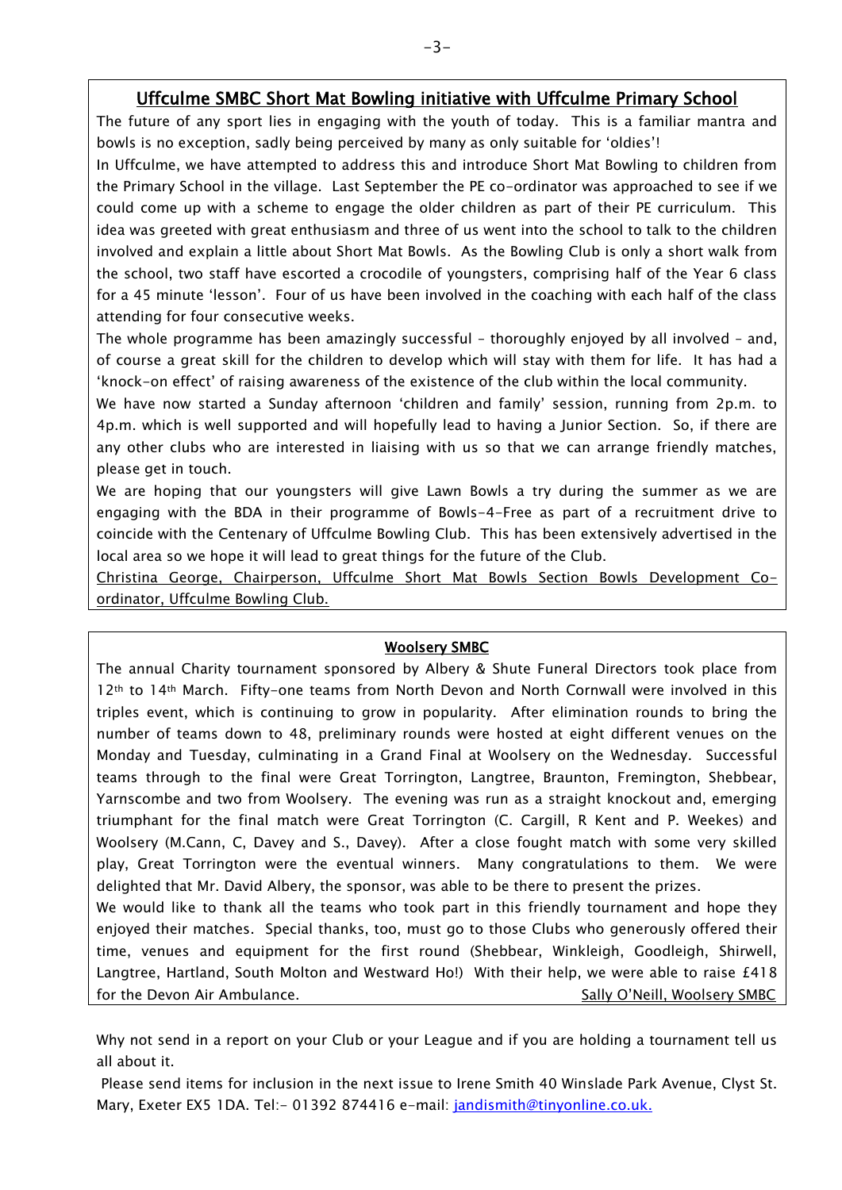## Uffculme SMBC Short Mat Bowling initiative with Uffculme Primary School

The future of any sport lies in engaging with the youth of today. This is a familiar mantra and bowls is no exception, sadly being perceived by many as only suitable for 'oldies'!

In Uffculme, we have attempted to address this and introduce Short Mat Bowling to children from the Primary School in the village. Last September the PE co-ordinator was approached to see if we could come up with a scheme to engage the older children as part of their PE curriculum. This idea was greeted with great enthusiasm and three of us went into the school to talk to the children involved and explain a little about Short Mat Bowls. As the Bowling Club is only a short walk from the school, two staff have escorted a crocodile of youngsters, comprising half of the Year 6 class for a 45 minute 'lesson'. Four of us have been involved in the coaching with each half of the class attending for four consecutive weeks.

The whole programme has been amazingly successful – thoroughly enjoyed by all involved – and, of course a great skill for the children to develop which will stay with them for life. It has had a 'knock-on effect' of raising awareness of the existence of the club within the local community.

We have now started a Sunday afternoon 'children and family' session, running from 2p.m. to 4p.m. which is well supported and will hopefully lead to having a Junior Section. So, if there are any other clubs who are interested in liaising with us so that we can arrange friendly matches, please get in touch.

We are hoping that our youngsters will give Lawn Bowls a try during the summer as we are engaging with the BDA in their programme of Bowls-4-Free as part of a recruitment drive to coincide with the Centenary of Uffculme Bowling Club. This has been extensively advertised in the local area so we hope it will lead to great things for the future of the Club.

Christina George, Chairperson, Uffculme Short Mat Bowls Section Bowls Development Co-ordinator, Uffculme Bowling Club.

## Woolsery SMBC

The annual Charity tournament sponsored by Albery & Shute Funeral Directors took place from 12th to 14th March. Fifty-one teams from North Devon and North Cornwall were involved in this triples event, which is continuing to grow in popularity. After elimination rounds to bring the number of teams down to 48, preliminary rounds were hosted at eight different venues on the Monday and Tuesday, culminating in a Grand Final at Woolsery on the Wednesday. Successful teams through to the final were Great Torrington, Langtree, Braunton, Fremington, Shebbear, Yarnscombe and two from Woolsery. The evening was run as a straight knockout and, emerging triumphant for the final match were Great Torrington (C. Cargill, R Kent and P. Weekes) and Woolsery (M.Cann, C, Davey and S., Davey). After a close fought match with some very skilled play, Great Torrington were the eventual winners. Many congratulations to them. We were delighted that Mr. David Albery, the sponsor, was able to be there to present the prizes.

We would like to thank all the teams who took part in this friendly tournament and hope they enjoyed their matches. Special thanks, too, must go to those Clubs who generously offered their time, venues and equipment for the first round (Shebbear, Winkleigh, Goodleigh, Shirwell, Langtree, Hartland, South Molton and Westward Ho!) With their help, we were able to raise £418 for the Devon Air Ambulance.

Sally O'Neill, Woolsery SMBC

Why not send in a report on your Club or your League and if you are holding a tournament tell us all about it.

Please send items for inclusion in the next issue to Irene Smith 40 Winslade Park Avenue, Clyst St. Mary, Exeter EX5 1DA. Tel:- 01392 874416 e-mail: jandismith@tinyonline.co.uk.